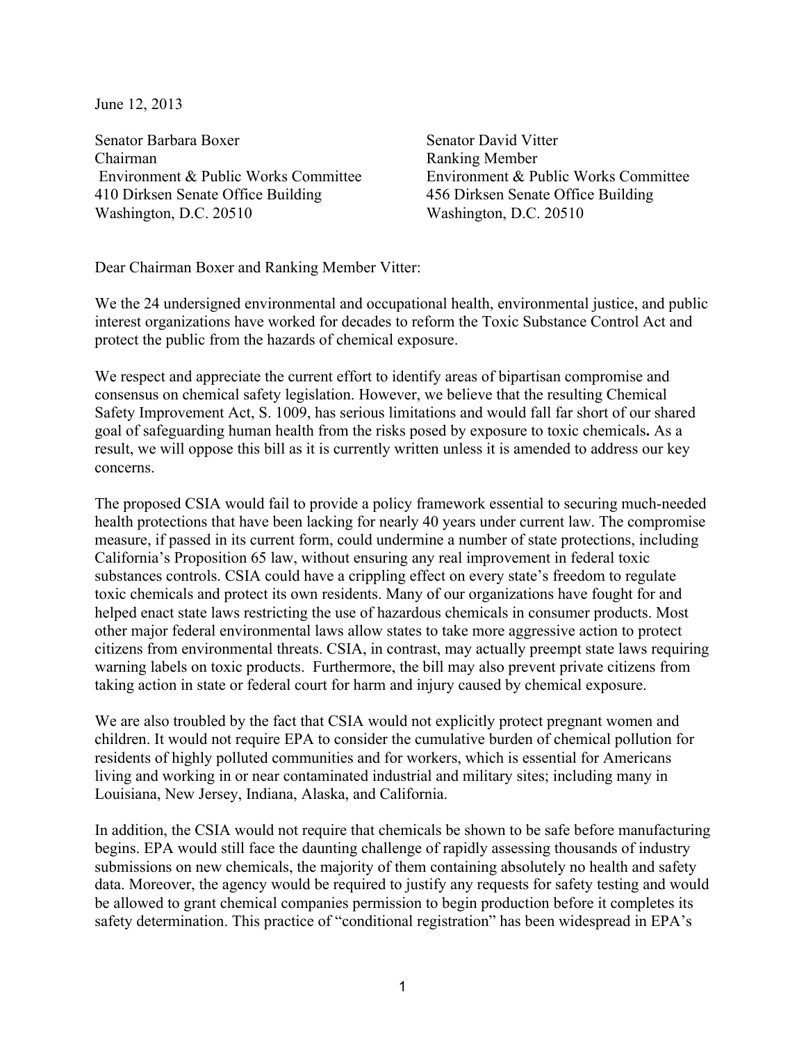June 12, 2013

Senator Barbara Boxer
Chairman
Environment & Public Works Committee
410 Dirksen Senate Office Building
Washington, D.C. 20510

Senator David Vitter
Ranking Member
Environment & Public Works Committee
456 Dirksen Senate Office Building
Washington, D.C. 20510

Dear Chairman Boxer and Ranking Member Vitter:

We the 24 undersigned environmental and occupational health, environmental justice, and public interest organizations have worked for decades to reform the Toxic Substance Control Act and protect the public from the hazards of chemical exposure.

We respect and appreciate the current effort to identify areas of bipartisan compromise and consensus on chemical safety legislation. However, we believe that the resulting Chemical Safety Improvement Act, S. 1009, has serious limitations and would fall far short of our shared goal of safeguarding human health from the risks posed by exposure to toxic chemicals**.** As a result, we will oppose this bill as it is currently written unless it is amended to address our key concerns.

The proposed CSIA would fail to provide a policy framework essential to securing much-needed health protections that have been lacking for nearly 40 years under current law. The compromise measure, if passed in its current form, could undermine a number of state protections, including California's Proposition 65 law, without ensuring any real improvement in federal toxic substances controls. CSIA could have a crippling effect on every state's freedom to regulate toxic chemicals and protect its own residents. Many of our organizations have fought for and helped enact state laws restricting the use of hazardous chemicals in consumer products. Most other major federal environmental laws allow states to take more aggressive action to protect citizens from environmental threats. CSIA, in contrast, may actually preempt state laws requiring warning labels on toxic products. Furthermore, the bill may also prevent private citizens from taking action in state or federal court for harm and injury caused by chemical exposure.

We are also troubled by the fact that CSIA would not explicitly protect pregnant women and children. It would not require EPA to consider the cumulative burden of chemical pollution for residents of highly polluted communities and for workers, which is essential for Americans living and working in or near contaminated industrial and military sites; including many in Louisiana, New Jersey, Indiana, Alaska, and California.

In addition, the CSIA would not require that chemicals be shown to be safe before manufacturing begins. EPA would still face the daunting challenge of rapidly assessing thousands of industry submissions on new chemicals, the majority of them containing absolutely no health and safety data. Moreover, the agency would be required to justify any requests for safety testing and would be allowed to grant chemical companies permission to begin production before it completes its safety determination. This practice of "conditional registration" has been widespread in EPA's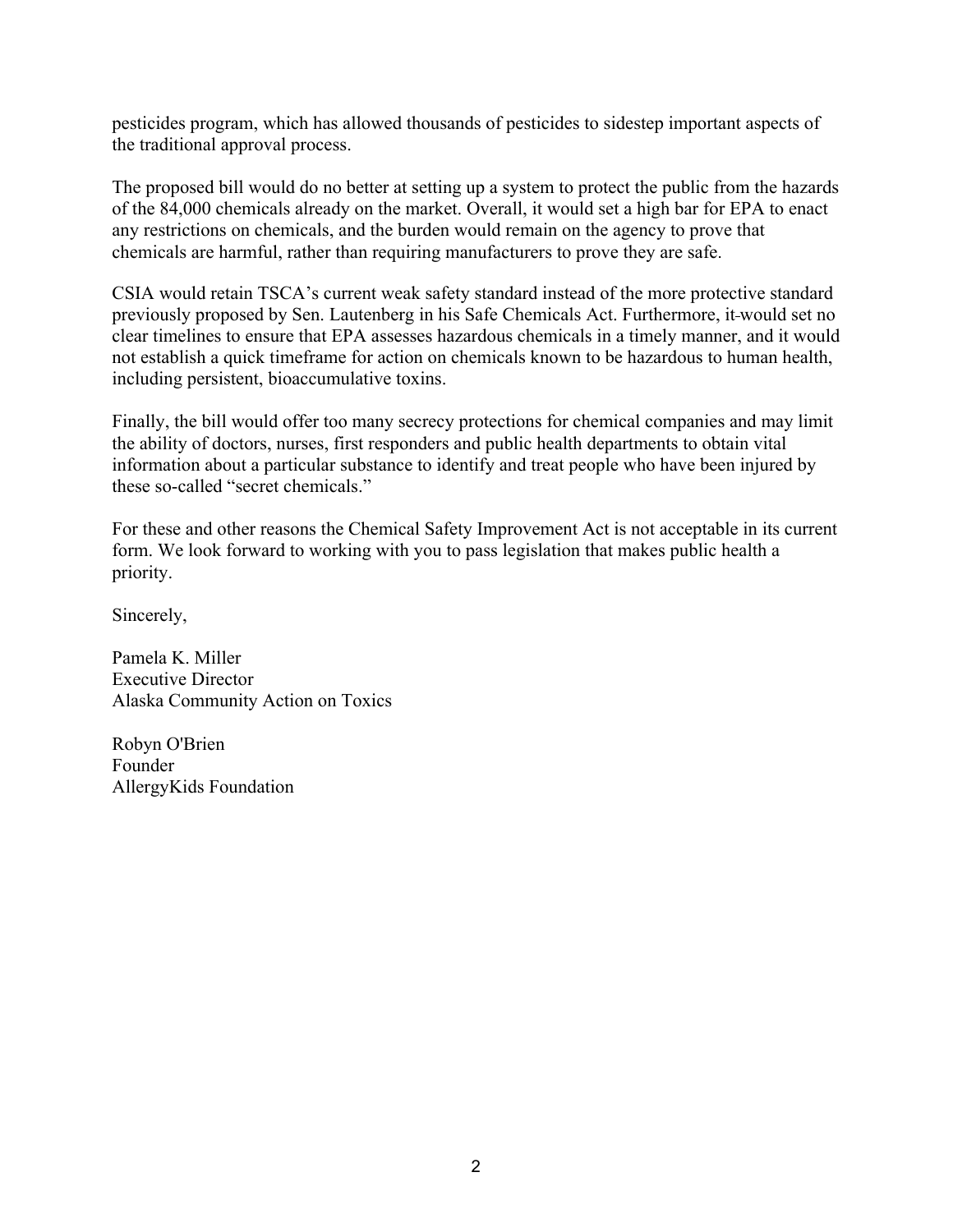pesticides program, which has allowed thousands of pesticides to sidestep important aspects of the traditional approval process.

The proposed bill would do no better at setting up a system to protect the public from the hazards of the 84,000 chemicals already on the market. Overall, it would set a high bar for EPA to enact any restrictions on chemicals, and the burden would remain on the agency to prove that chemicals are harmful, rather than requiring manufacturers to prove they are safe.

CSIA would retain TSCA's current weak safety standard instead of the more protective standard previously proposed by Sen. Lautenberg in his Safe Chemicals Act. Furthermore, it would set no clear timelines to ensure that EPA assesses hazardous chemicals in a timely manner, and it would not establish a quick timeframe for action on chemicals known to be hazardous to human health, including persistent, bioaccumulative toxins.

Finally, the bill would offer too many secrecy protections for chemical companies and may limit the ability of doctors, nurses, first responders and public health departments to obtain vital information about a particular substance to identify and treat people who have been injured by these so-called "secret chemicals."

For these and other reasons the Chemical Safety Improvement Act is not acceptable in its current form. We look forward to working with you to pass legislation that makes public health a priority.

Sincerely,

Pamela K. Miller
Executive Director
Alaska Community Action on Toxics

Robyn O'Brien
Founder
AllergyKids Foundation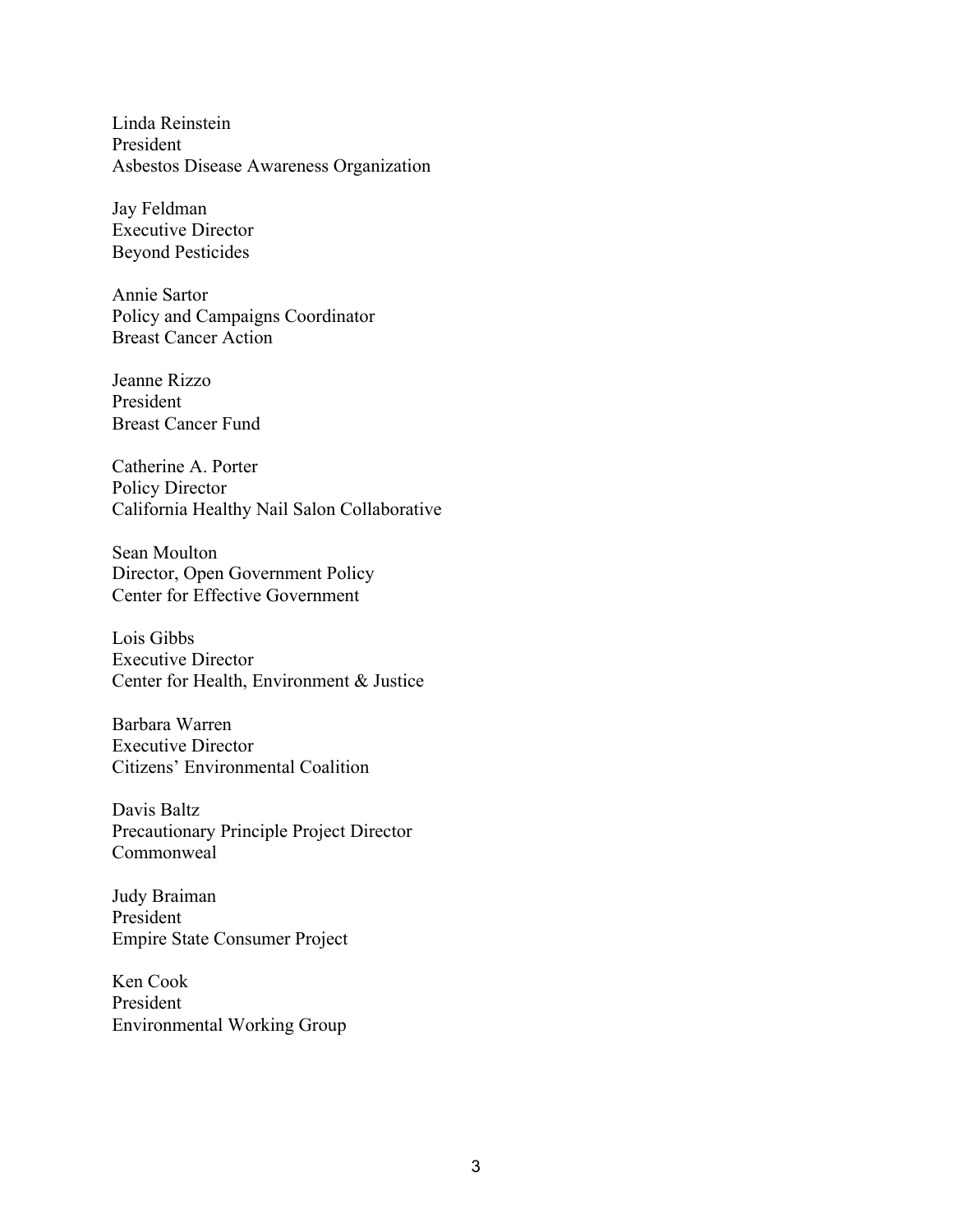Linda Reinstein
President
Asbestos Disease Awareness Organization

Jay Feldman
Executive Director
Beyond Pesticides

Annie Sartor
Policy and Campaigns Coordinator
Breast Cancer Action

Jeanne Rizzo
President
Breast Cancer Fund

Catherine A. Porter
Policy Director
California Healthy Nail Salon Collaborative

Sean Moulton
Director, Open Government Policy
Center for Effective Government

Lois Gibbs
Executive Director
Center for Health, Environment & Justice

Barbara Warren
Executive Director
Citizens' Environmental Coalition

Davis Baltz
Precautionary Principle Project Director
Commonweal

Judy Braiman
President
Empire State Consumer Project

Ken Cook
President
Environmental Working Group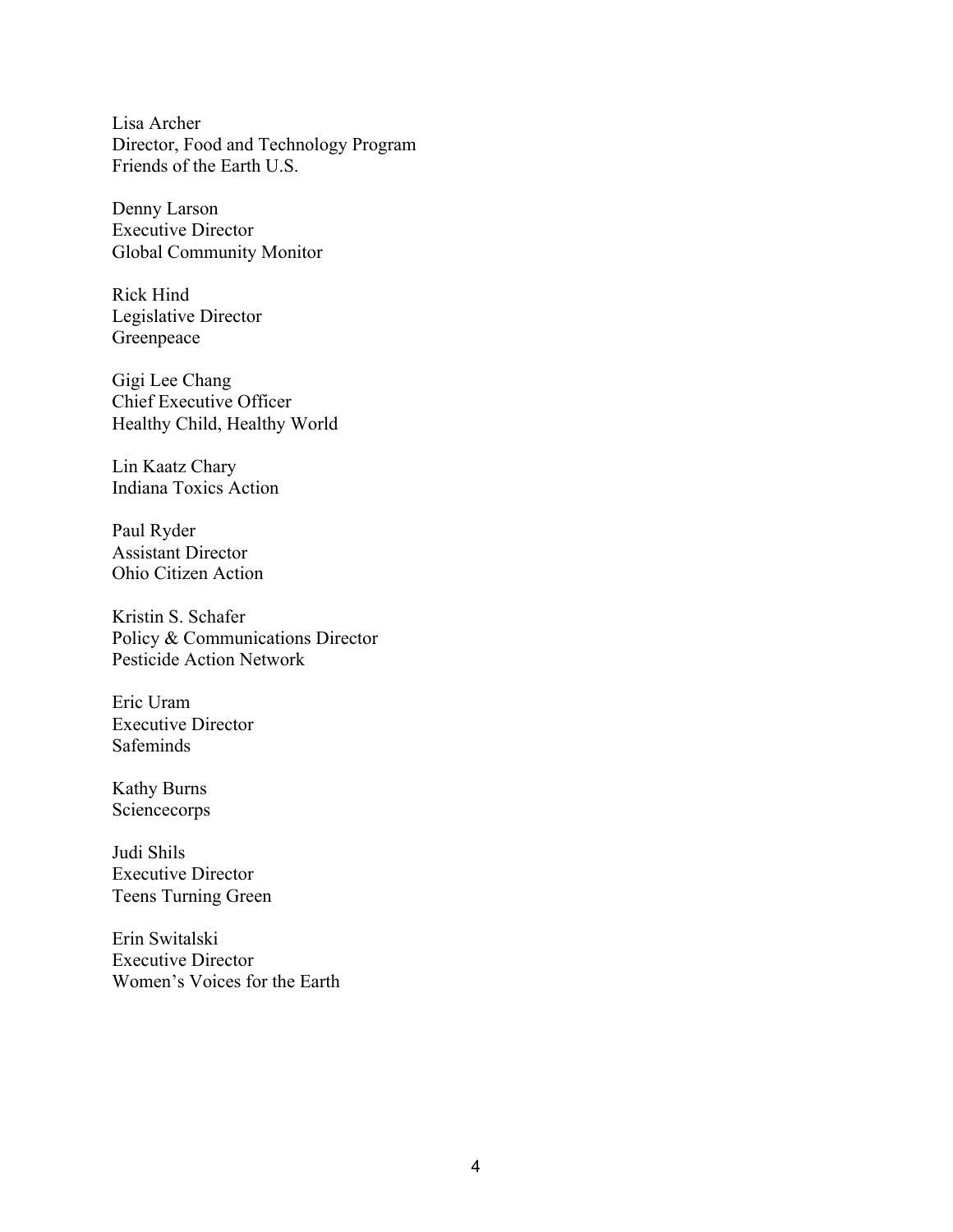Lisa Archer
Director, Food and Technology Program
Friends of the Earth U.S.

Denny Larson
Executive Director
Global Community Monitor

Rick Hind
Legislative Director
Greenpeace

Gigi Lee Chang
Chief Executive Officer
Healthy Child, Healthy World

Lin Kaatz Chary
Indiana Toxics Action

Paul Ryder
Assistant Director
Ohio Citizen Action

Kristin S. Schafer
Policy & Communications Director
Pesticide Action Network

Eric Uram
Executive Director
Safeminds

Kathy Burns
Sciencecorps

Judi Shils
Executive Director
Teens Turning Green

Erin Switalski
Executive Director
Women's Voices for the Earth